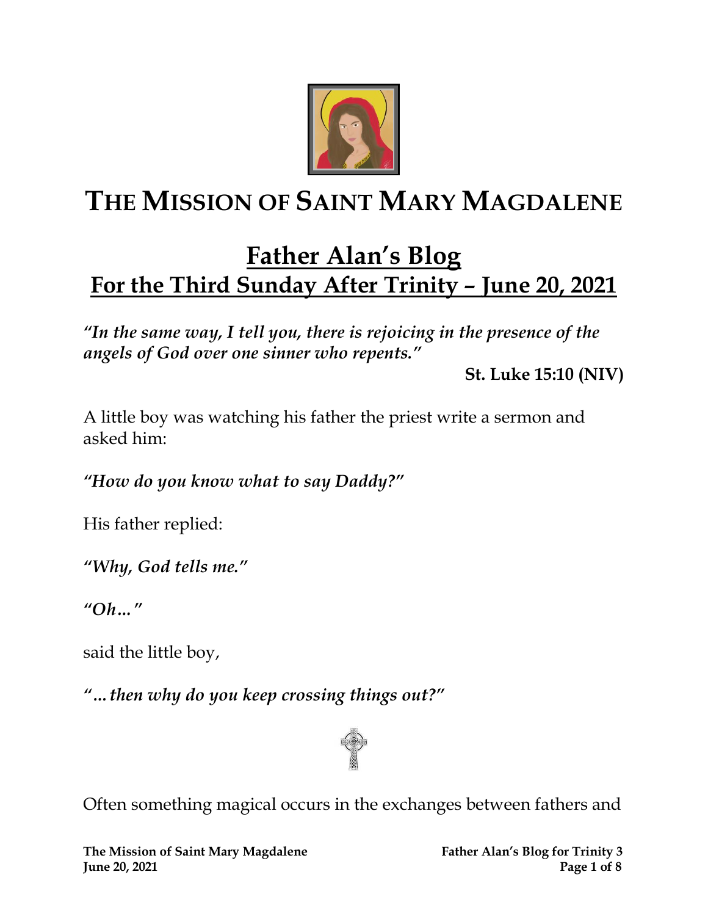# THE MISSION OF SAINT MARY MAGDALENE

## Father Alan's Blog
## For the Third Sunday After Trinity – June 20, 2021

***"In the same way, I tell you, there is rejoicing in the presence of the angels of God over one sinner who repents."***

**St. Luke 15:10 (NIV)**

A little boy was watching his father the priest write a sermon and asked him:

***"How do you know what to say Daddy?"***

His father replied:

***"Why, God tells me."***

***"Oh…"***

said the little boy,

***"…then why do you keep crossing things out?"***

Often something magical occurs in the exchanges between fathers and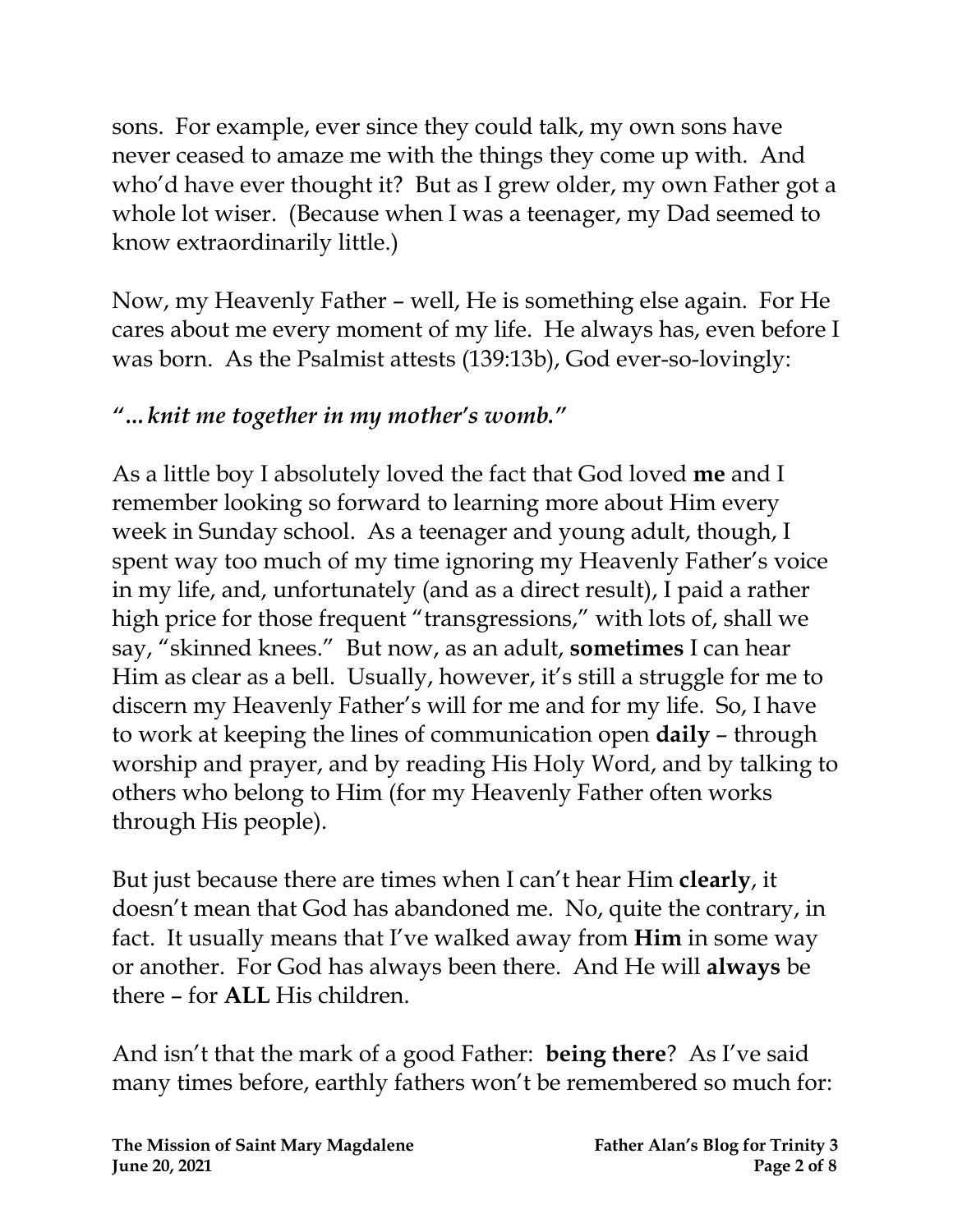sons. For example, ever since they could talk, my own sons have never ceased to amaze me with the things they come up with. And who'd have ever thought it? But as I grew older, my own Father got a whole lot wiser. (Because when I was a teenager, my Dad seemed to know extraordinarily little.)

Now, my Heavenly Father – well, He is something else again. For He cares about me every moment of my life. He always has, even before I was born. As the Psalmist attests (139:13b), God ever-so-lovingly:

***"…knit me together in my mother's womb."***

As a little boy I absolutely loved the fact that God loved **me** and I remember looking so forward to learning more about Him every week in Sunday school. As a teenager and young adult, though, I spent way too much of my time ignoring my Heavenly Father's voice in my life, and, unfortunately (and as a direct result), I paid a rather high price for those frequent "transgressions," with lots of, shall we say, "skinned knees." But now, as an adult, **sometimes** I can hear Him as clear as a bell. Usually, however, it's still a struggle for me to discern my Heavenly Father's will for me and for my life. So, I have to work at keeping the lines of communication open **daily** – through worship and prayer, and by reading His Holy Word, and by talking to others who belong to Him (for my Heavenly Father often works through His people).

But just because there are times when I can't hear Him **clearly**, it doesn't mean that God has abandoned me. No, quite the contrary, in fact. It usually means that I've walked away from **Him** in some way or another. For God has always been there. And He will **always** be there – for **ALL** His children.

And isn't that the mark of a good Father: **being there**? As I've said many times before, earthly fathers won't be remembered so much for: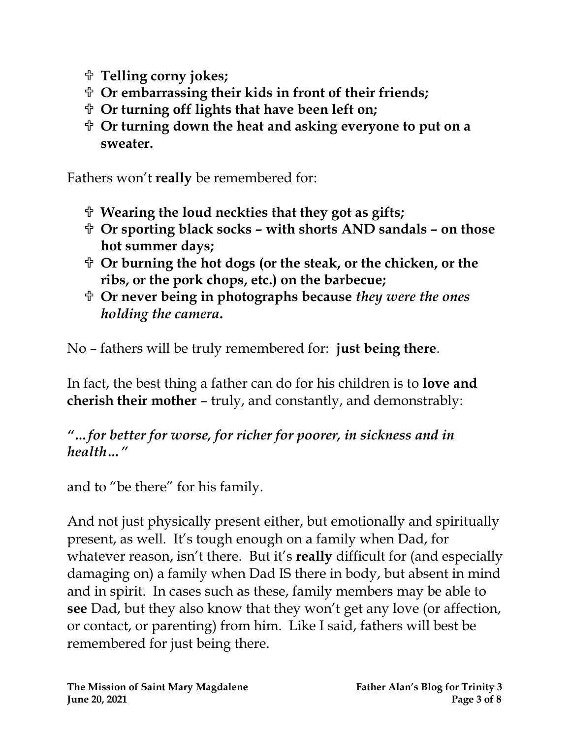- **Telling corny jokes;**
- **Or embarrassing their kids in front of their friends;**
- **Or turning off lights that have been left on;**
- **Or turning down the heat and asking everyone to put on a sweater.**

Fathers won't **really** be remembered for:

- **Wearing the loud neckties that they got as gifts;**
- **Or sporting black socks – with shorts AND sandals – on those hot summer days;**
- **Or burning the hot dogs (or the steak, or the chicken, or the ribs, or the pork chops, etc.) on the barbecue;**
- **Or never being in photographs because** ***they were the ones holding the camera*****.**

No – fathers will be truly remembered for: **just being there**.

In fact, the best thing a father can do for his children is to **love and cherish their mother** – truly, and constantly, and demonstrably:

***"…for better for worse, for richer for poorer, in sickness and in health…"***

and to "be there" for his family.

And not just physically present either, but emotionally and spiritually present, as well. It's tough enough on a family when Dad, for whatever reason, isn't there. But it's **really** difficult for (and especially damaging on) a family when Dad IS there in body, but absent in mind and in spirit. In cases such as these, family members may be able to **see** Dad, but they also know that they won't get any love (or affection, or contact, or parenting) from him. Like I said, fathers will best be remembered for just being there.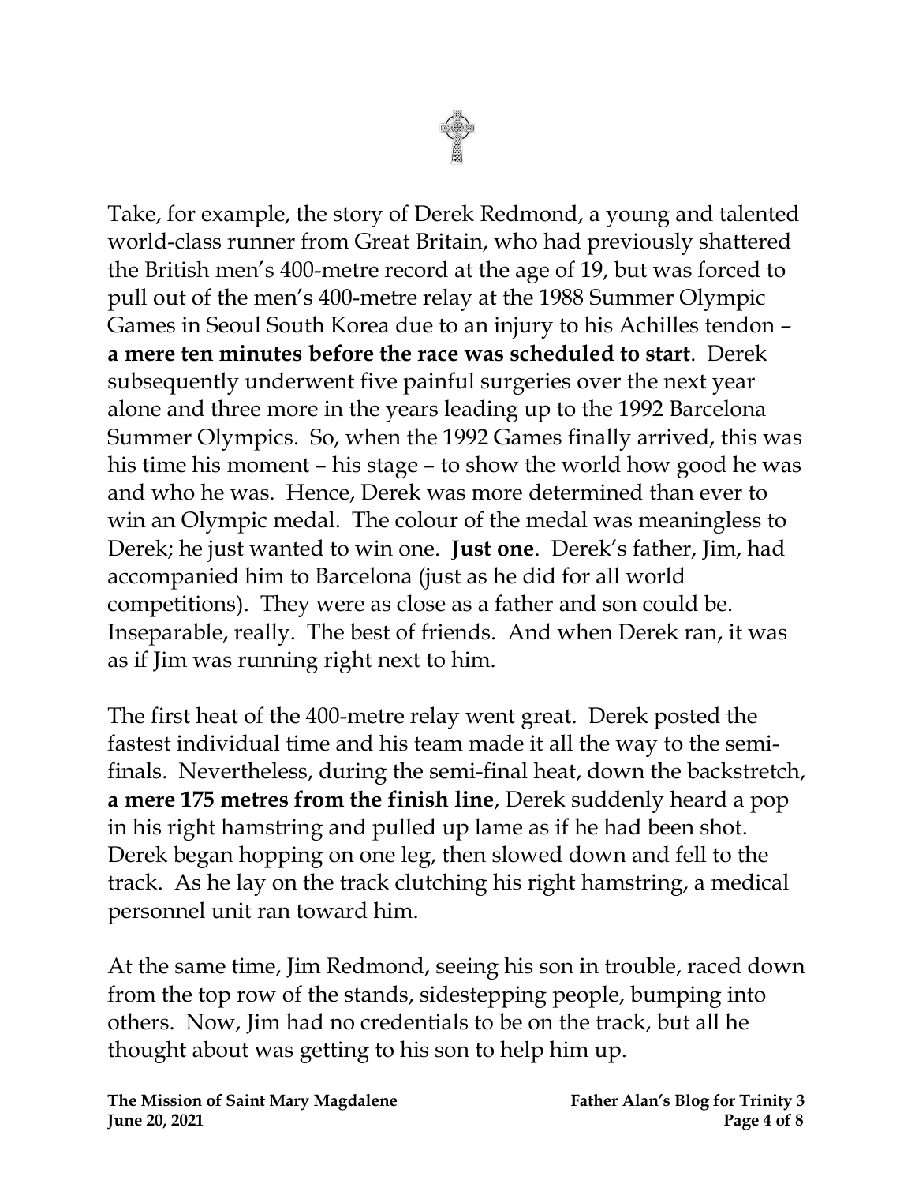Take, for example, the story of Derek Redmond, a young and talented world-class runner from Great Britain, who had previously shattered the British men's 400-metre record at the age of 19, but was forced to pull out of the men's 400-metre relay at the 1988 Summer Olympic Games in Seoul South Korea due to an injury to his Achilles tendon – **a mere ten minutes before the race was scheduled to start**. Derek subsequently underwent five painful surgeries over the next year alone and three more in the years leading up to the 1992 Barcelona Summer Olympics. So, when the 1992 Games finally arrived, this was his time his moment – his stage – to show the world how good he was and who he was. Hence, Derek was more determined than ever to win an Olympic medal. The colour of the medal was meaningless to Derek; he just wanted to win one. **Just one**. Derek's father, Jim, had accompanied him to Barcelona (just as he did for all world competitions). They were as close as a father and son could be. Inseparable, really. The best of friends. And when Derek ran, it was as if Jim was running right next to him.

The first heat of the 400-metre relay went great. Derek posted the fastest individual time and his team made it all the way to the semi-finals. Nevertheless, during the semi-final heat, down the backstretch, **a mere 175 metres from the finish line**, Derek suddenly heard a pop in his right hamstring and pulled up lame as if he had been shot. Derek began hopping on one leg, then slowed down and fell to the track. As he lay on the track clutching his right hamstring, a medical personnel unit ran toward him.

At the same time, Jim Redmond, seeing his son in trouble, raced down from the top row of the stands, sidestepping people, bumping into others. Now, Jim had no credentials to be on the track, but all he thought about was getting to his son to help him up.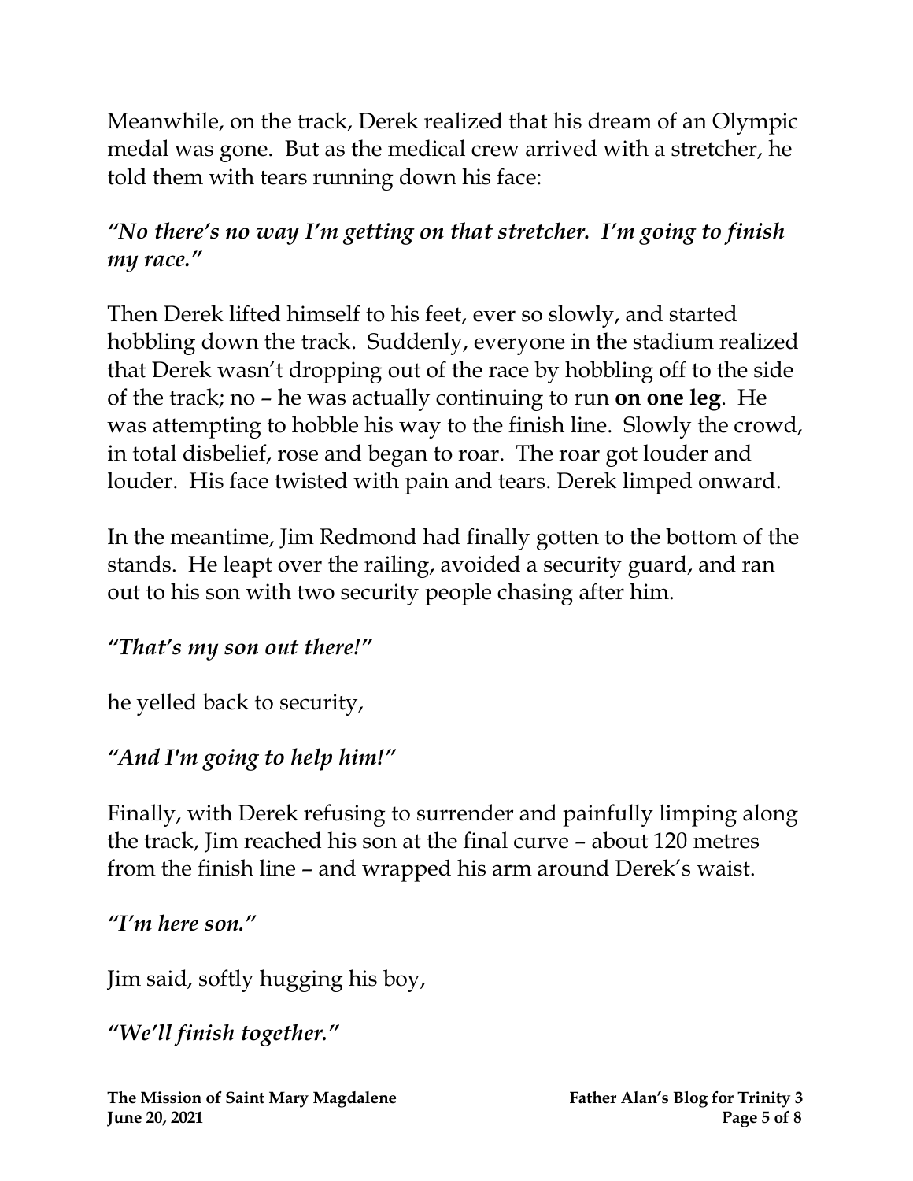Meanwhile, on the track, Derek realized that his dream of an Olympic medal was gone. But as the medical crew arrived with a stretcher, he told them with tears running down his face:

*"No there's no way I'm getting on that stretcher. I'm going to finish my race."*

Then Derek lifted himself to his feet, ever so slowly, and started hobbling down the track. Suddenly, everyone in the stadium realized that Derek wasn't dropping out of the race by hobbling off to the side of the track; no – he was actually continuing to run **on one leg**. He was attempting to hobble his way to the finish line. Slowly the crowd, in total disbelief, rose and began to roar. The roar got louder and louder. His face twisted with pain and tears. Derek limped onward.

In the meantime, Jim Redmond had finally gotten to the bottom of the stands. He leapt over the railing, avoided a security guard, and ran out to his son with two security people chasing after him.

*"That's my son out there!"*

he yelled back to security,

*"And I'm going to help him!"*

Finally, with Derek refusing to surrender and painfully limping along the track, Jim reached his son at the final curve – about 120 metres from the finish line – and wrapped his arm around Derek's waist.

*"I'm here son."*

Jim said, softly hugging his boy,

*"We'll finish together."*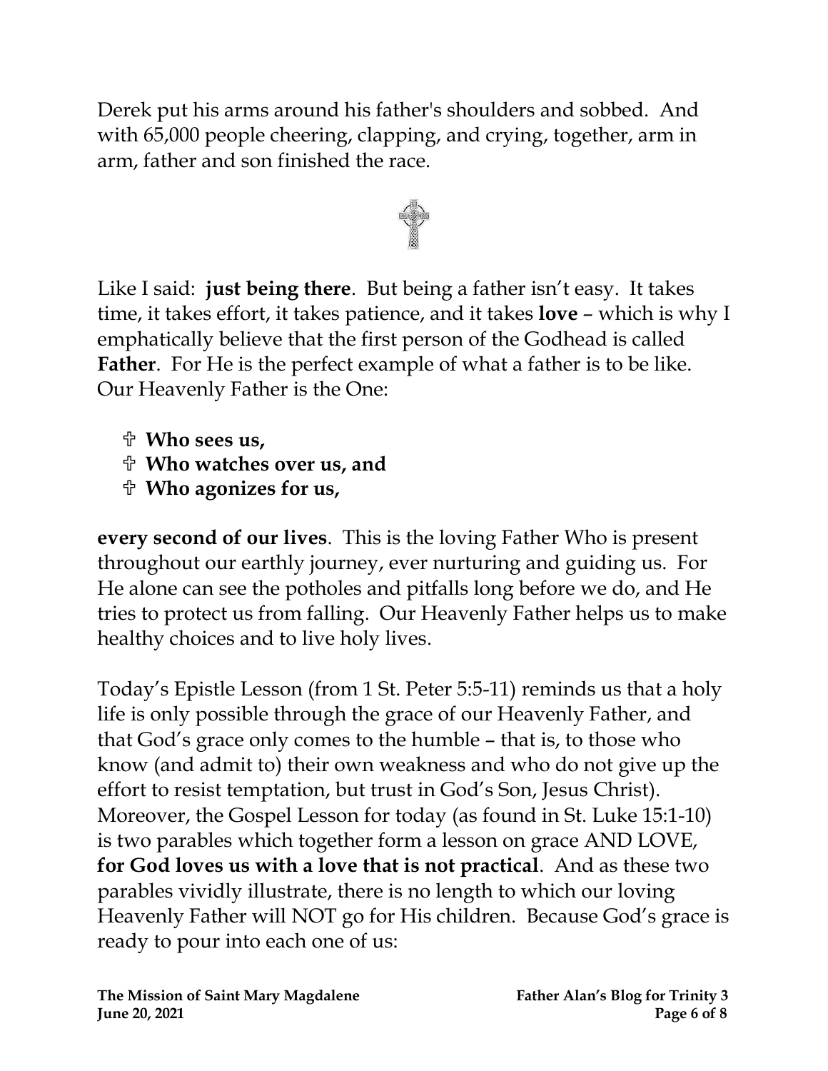Derek put his arms around his father's shoulders and sobbed. And with 65,000 people cheering, clapping, and crying, together, arm in arm, father and son finished the race.

Like I said: **just being there**. But being a father isn't easy. It takes time, it takes effort, it takes patience, and it takes **love** – which is why I emphatically believe that the first person of the Godhead is called **Father**. For He is the perfect example of what a father is to be like. Our Heavenly Father is the One:

- ✞ **Who sees us,**
- ✞ **Who watches over us, and**
- ✞ **Who agonizes for us,**

**every second of our lives**. This is the loving Father Who is present throughout our earthly journey, ever nurturing and guiding us. For He alone can see the potholes and pitfalls long before we do, and He tries to protect us from falling. Our Heavenly Father helps us to make healthy choices and to live holy lives.

Today's Epistle Lesson (from 1 St. Peter 5:5-11) reminds us that a holy life is only possible through the grace of our Heavenly Father, and that God's grace only comes to the humble – that is, to those who know (and admit to) their own weakness and who do not give up the effort to resist temptation, but trust in God's Son, Jesus Christ). Moreover, the Gospel Lesson for today (as found in St. Luke 15:1-10) is two parables which together form a lesson on grace AND LOVE, **for God loves us with a love that is not practical**. And as these two parables vividly illustrate, there is no length to which our loving Heavenly Father will NOT go for His children. Because God's grace is ready to pour into each one of us: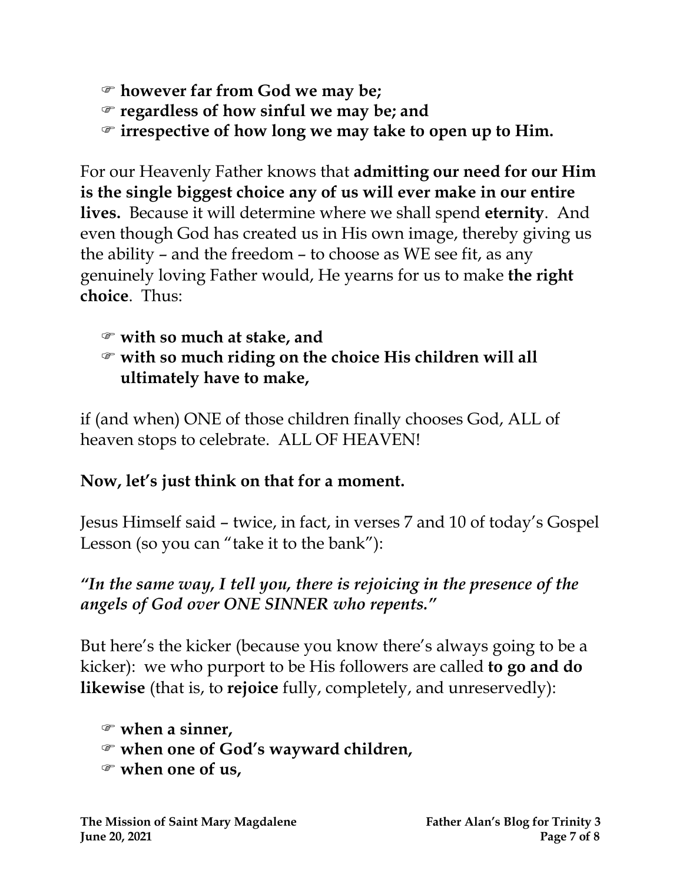- ☞ **however far from God we may be;**
- ☞ **regardless of how sinful we may be; and**
- ☞ **irrespective of how long we may take to open up to Him.**

For our Heavenly Father knows that **admitting our need for our Him is the single biggest choice any of us will ever make in our entire lives.** Because it will determine where we shall spend **eternity**. And even though God has created us in His own image, thereby giving us the ability – and the freedom – to choose as WE see fit, as any genuinely loving Father would, He yearns for us to make **the right choice**. Thus:

- ☞ **with so much at stake, and**
- ☞ **with so much riding on the choice His children will all ultimately have to make,**

if (and when) ONE of those children finally chooses God, ALL of heaven stops to celebrate. ALL OF HEAVEN!

**Now, let's just think on that for a moment.**

Jesus Himself said – twice, in fact, in verses 7 and 10 of today's Gospel Lesson (so you can "take it to the bank"):

***"In the same way, I tell you, there is rejoicing in the presence of the angels of God over ONE SINNER who repents."***

But here's the kicker (because you know there's always going to be a kicker): we who purport to be His followers are called **to go and do likewise** (that is, to **rejoice** fully, completely, and unreservedly):

- ☞ **when a sinner,**
- ☞ **when one of God's wayward children,**
- ☞ **when one of us,**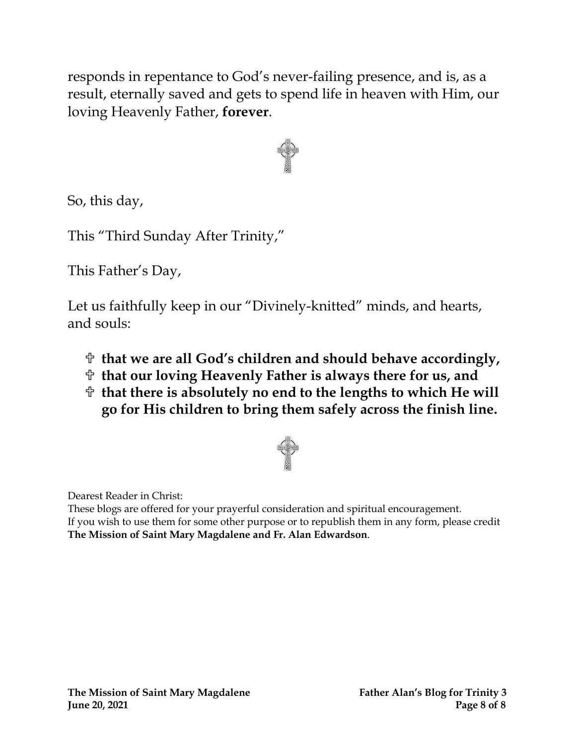responds in repentance to God's never-failing presence, and is, as a result, eternally saved and gets to spend life in heaven with Him, our loving Heavenly Father, **forever**.

So, this day,

This "Third Sunday After Trinity,"

This Father's Day,

Let us faithfully keep in our "Divinely-knitted" minds, and hearts, and souls:

- ✞ **that we are all God's children and should behave accordingly,**
- ✞ **that our loving Heavenly Father is always there for us, and**
- ✞ **that there is absolutely no end to the lengths to which He will go for His children to bring them safely across the finish line.**

Dearest Reader in Christ:
These blogs are offered for your prayerful consideration and spiritual encouragement.
If you wish to use them for some other purpose or to republish them in any form, please credit **The Mission of Saint Mary Magdalene and Fr. Alan Edwardson**.